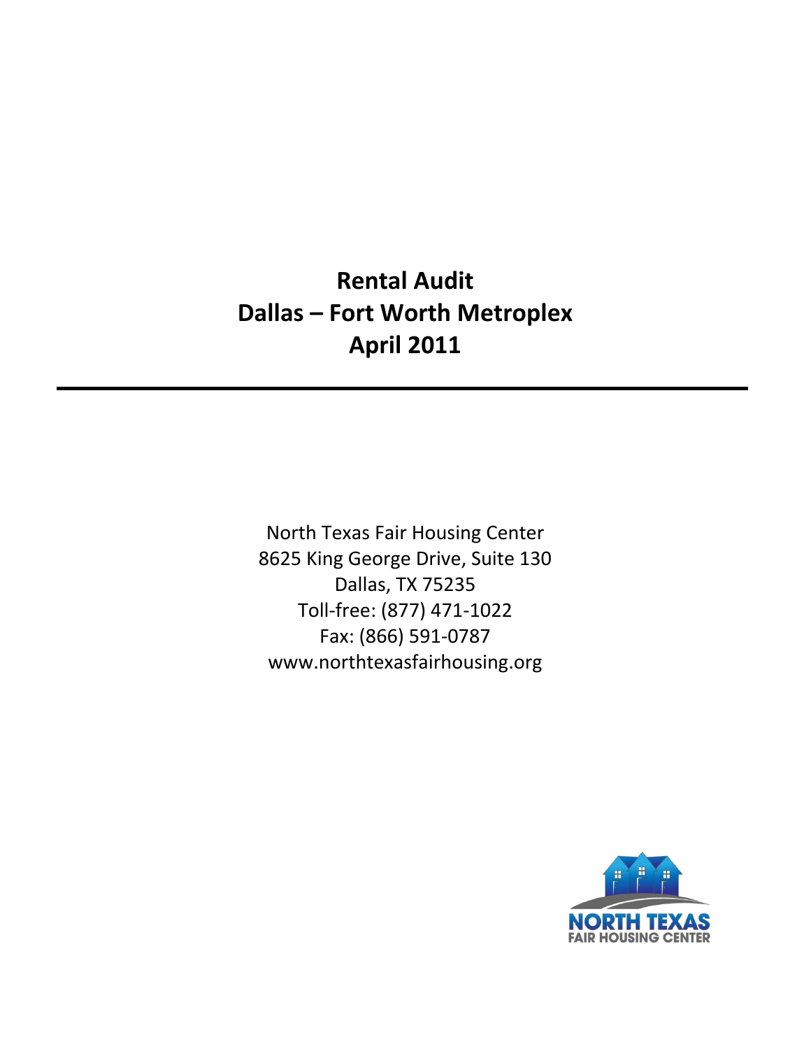# Rental Audit
# Dallas – Fort Worth Metroplex
# April 2011

---

North Texas Fair Housing Center
8625 King George Drive, Suite 130
Dallas, TX 75235
Toll-free: (877) 471-1022
Fax: (866) 591-0787
www.northtexasfairhousing.org

NORTH TEXAS
FAIR HOUSING CENTER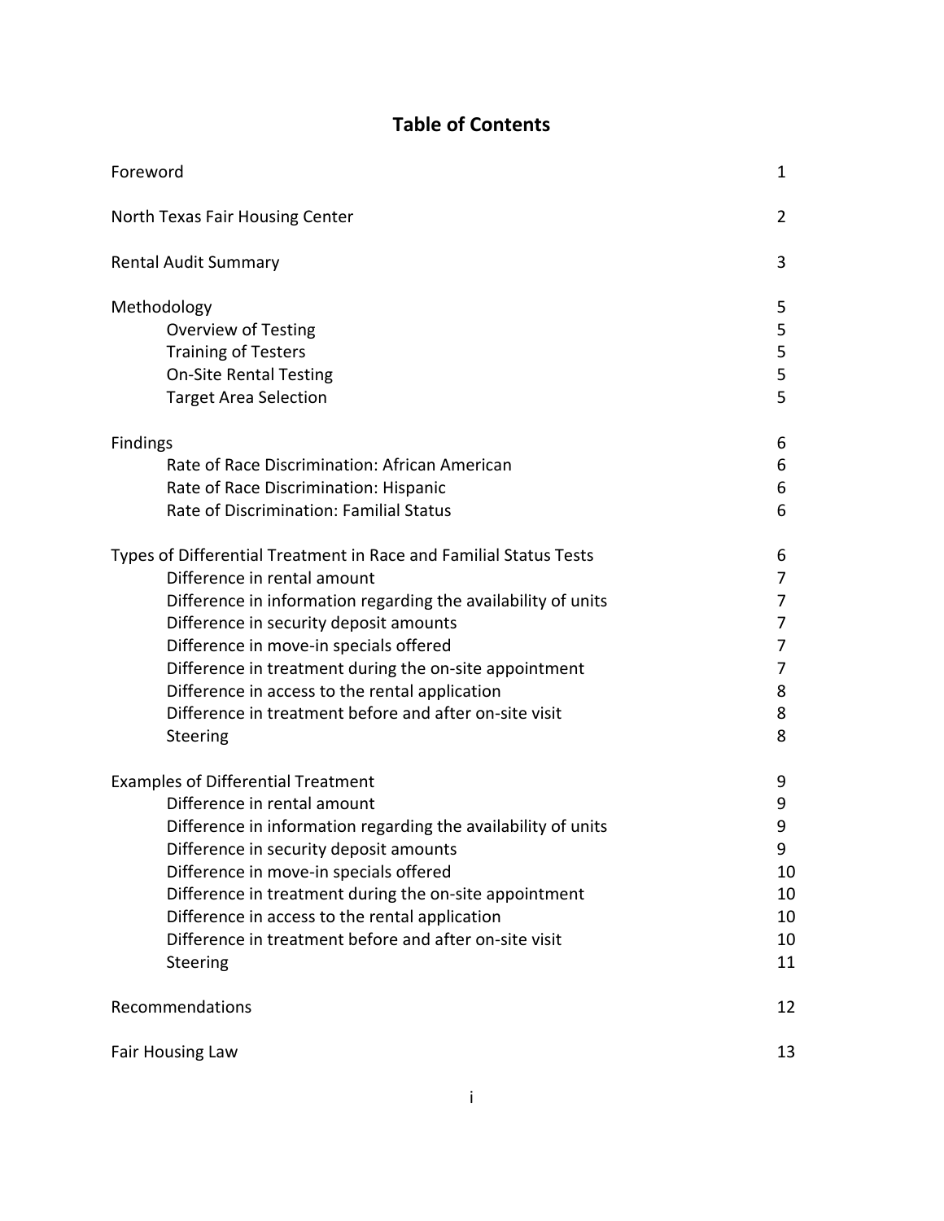# Table of Contents

| Section | Page |
|---|---|
| Foreword | 1 |
| North Texas Fair Housing Center | 2 |
| Rental Audit Summary | 3 |
| Methodology | 5 |
| Overview of Testing | 5 |
| Training of Testers | 5 |
| On-Site Rental Testing | 5 |
| Target Area Selection | 5 |
| Findings | 6 |
| Rate of Race Discrimination: African American | 6 |
| Rate of Race Discrimination: Hispanic | 6 |
| Rate of Discrimination: Familial Status | 6 |
| Types of Differential Treatment in Race and Familial Status Tests | 6 |
| Difference in rental amount | 7 |
| Difference in information regarding the availability of units | 7 |
| Difference in security deposit amounts | 7 |
| Difference in move-in specials offered | 7 |
| Difference in treatment during the on-site appointment | 7 |
| Difference in access to the rental application | 8 |
| Difference in treatment before and after on-site visit | 8 |
| Steering | 8 |
| Examples of Differential Treatment | 9 |
| Difference in rental amount | 9 |
| Difference in information regarding the availability of units | 9 |
| Difference in security deposit amounts | 9 |
| Difference in move-in specials offered | 10 |
| Difference in treatment during the on-site appointment | 10 |
| Difference in access to the rental application | 10 |
| Difference in treatment before and after on-site visit | 10 |
| Steering | 11 |
| Recommendations | 12 |
| Fair Housing Law | 13 |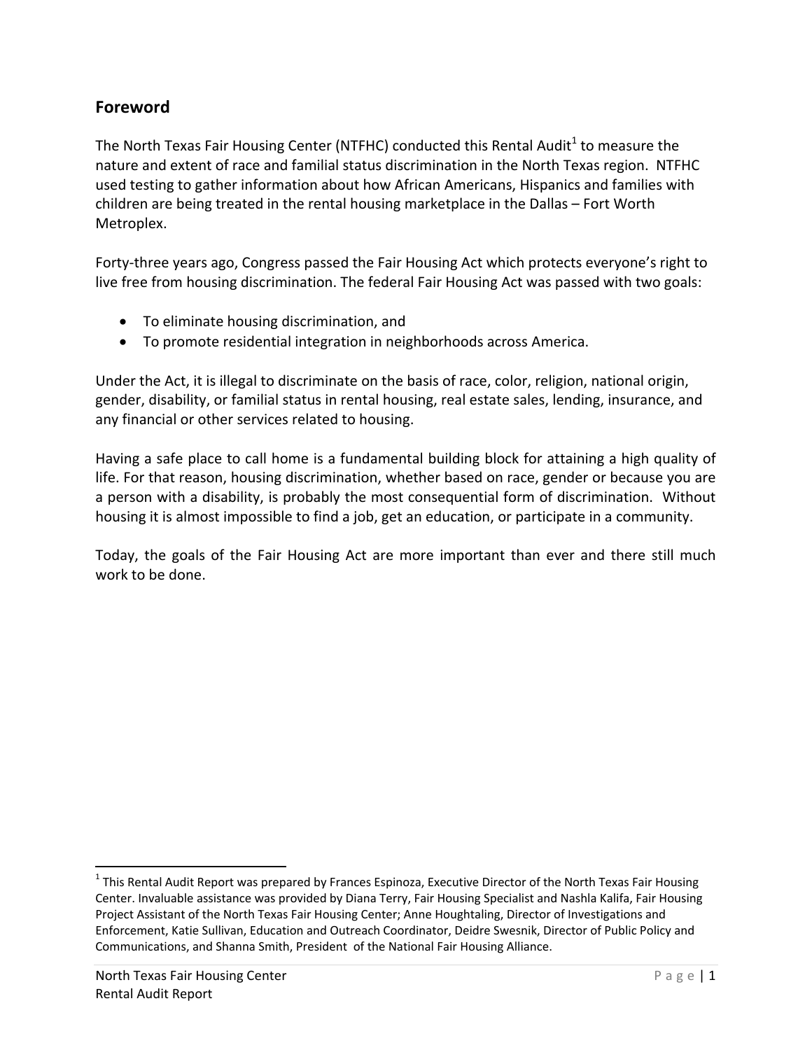## Foreword

The North Texas Fair Housing Center (NTFHC) conducted this Rental Audit[1] to measure the nature and extent of race and familial status discrimination in the North Texas region. NTFHC used testing to gather information about how African Americans, Hispanics and families with children are being treated in the rental housing marketplace in the Dallas – Fort Worth Metroplex.

Forty-three years ago, Congress passed the Fair Housing Act which protects everyone's right to live free from housing discrimination. The federal Fair Housing Act was passed with two goals:

- To eliminate housing discrimination, and
- To promote residential integration in neighborhoods across America.

Under the Act, it is illegal to discriminate on the basis of race, color, religion, national origin, gender, disability, or familial status in rental housing, real estate sales, lending, insurance, and any financial or other services related to housing.

Having a safe place to call home is a fundamental building block for attaining a high quality of life. For that reason, housing discrimination, whether based on race, gender or because you are a person with a disability, is probably the most consequential form of discrimination. Without housing it is almost impossible to find a job, get an education, or participate in a community.

Today, the goals of the Fair Housing Act are more important than ever and there still much work to be done.

---

[1] This Rental Audit Report was prepared by Frances Espinoza, Executive Director of the North Texas Fair Housing Center. Invaluable assistance was provided by Diana Terry, Fair Housing Specialist and Nashla Kalifa, Fair Housing Project Assistant of the North Texas Fair Housing Center; Anne Houghtaling, Director of Investigations and Enforcement, Katie Sullivan, Education and Outreach Coordinator, Deidre Swesnik, Director of Public Policy and Communications, and Shanna Smith, President of the National Fair Housing Alliance.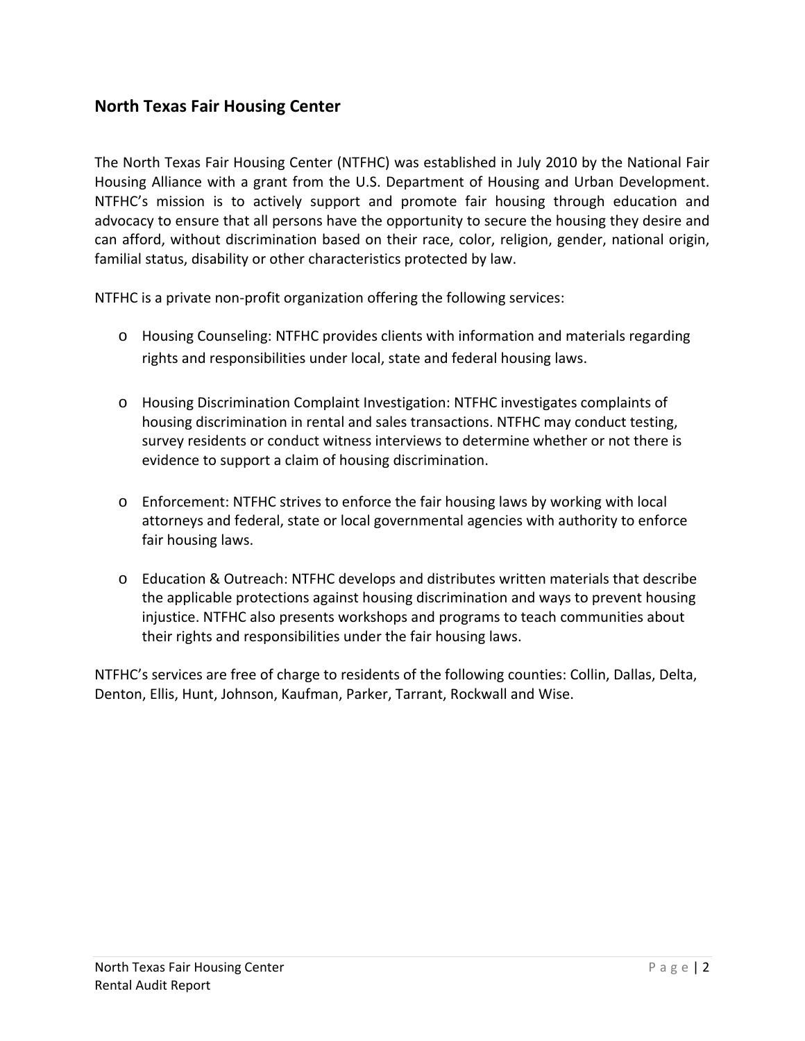## North Texas Fair Housing Center

The North Texas Fair Housing Center (NTFHC) was established in July 2010 by the National Fair Housing Alliance with a grant from the U.S. Department of Housing and Urban Development. NTFHC's mission is to actively support and promote fair housing through education and advocacy to ensure that all persons have the opportunity to secure the housing they desire and can afford, without discrimination based on their race, color, religion, gender, national origin, familial status, disability or other characteristics protected by law.

NTFHC is a private non-profit organization offering the following services:

- Housing Counseling: NTFHC provides clients with information and materials regarding rights and responsibilities under local, state and federal housing laws.
- Housing Discrimination Complaint Investigation: NTFHC investigates complaints of housing discrimination in rental and sales transactions. NTFHC may conduct testing, survey residents or conduct witness interviews to determine whether or not there is evidence to support a claim of housing discrimination.
- Enforcement: NTFHC strives to enforce the fair housing laws by working with local attorneys and federal, state or local governmental agencies with authority to enforce fair housing laws.
- Education & Outreach: NTFHC develops and distributes written materials that describe the applicable protections against housing discrimination and ways to prevent housing injustice. NTFHC also presents workshops and programs to teach communities about their rights and responsibilities under the fair housing laws.

NTFHC's services are free of charge to residents of the following counties: Collin, Dallas, Delta, Denton, Ellis, Hunt, Johnson, Kaufman, Parker, Tarrant, Rockwall and Wise.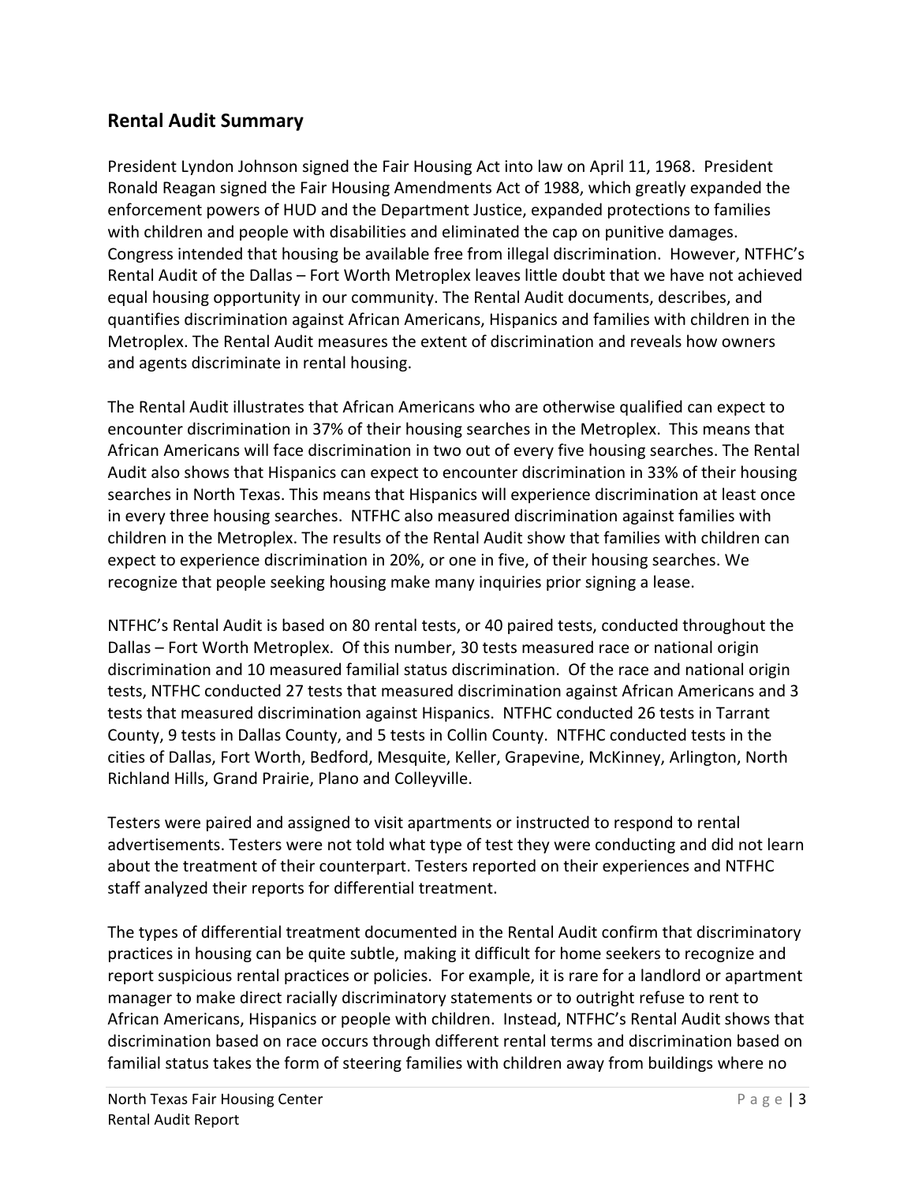## Rental Audit Summary

President Lyndon Johnson signed the Fair Housing Act into law on April 11, 1968. President Ronald Reagan signed the Fair Housing Amendments Act of 1988, which greatly expanded the enforcement powers of HUD and the Department Justice, expanded protections to families with children and people with disabilities and eliminated the cap on punitive damages. Congress intended that housing be available free from illegal discrimination. However, NTFHC's Rental Audit of the Dallas – Fort Worth Metroplex leaves little doubt that we have not achieved equal housing opportunity in our community. The Rental Audit documents, describes, and quantifies discrimination against African Americans, Hispanics and families with children in the Metroplex. The Rental Audit measures the extent of discrimination and reveals how owners and agents discriminate in rental housing.

The Rental Audit illustrates that African Americans who are otherwise qualified can expect to encounter discrimination in 37% of their housing searches in the Metroplex. This means that African Americans will face discrimination in two out of every five housing searches. The Rental Audit also shows that Hispanics can expect to encounter discrimination in 33% of their housing searches in North Texas. This means that Hispanics will experience discrimination at least once in every three housing searches. NTFHC also measured discrimination against families with children in the Metroplex. The results of the Rental Audit show that families with children can expect to experience discrimination in 20%, or one in five, of their housing searches. We recognize that people seeking housing make many inquiries prior signing a lease.

NTFHC's Rental Audit is based on 80 rental tests, or 40 paired tests, conducted throughout the Dallas – Fort Worth Metroplex. Of this number, 30 tests measured race or national origin discrimination and 10 measured familial status discrimination. Of the race and national origin tests, NTFHC conducted 27 tests that measured discrimination against African Americans and 3 tests that measured discrimination against Hispanics. NTFHC conducted 26 tests in Tarrant County, 9 tests in Dallas County, and 5 tests in Collin County. NTFHC conducted tests in the cities of Dallas, Fort Worth, Bedford, Mesquite, Keller, Grapevine, McKinney, Arlington, North Richland Hills, Grand Prairie, Plano and Colleyville.

Testers were paired and assigned to visit apartments or instructed to respond to rental advertisements. Testers were not told what type of test they were conducting and did not learn about the treatment of their counterpart. Testers reported on their experiences and NTFHC staff analyzed their reports for differential treatment.

The types of differential treatment documented in the Rental Audit confirm that discriminatory practices in housing can be quite subtle, making it difficult for home seekers to recognize and report suspicious rental practices or policies. For example, it is rare for a landlord or apartment manager to make direct racially discriminatory statements or to outright refuse to rent to African Americans, Hispanics or people with children. Instead, NTFHC's Rental Audit shows that discrimination based on race occurs through different rental terms and discrimination based on familial status takes the form of steering families with children away from buildings where no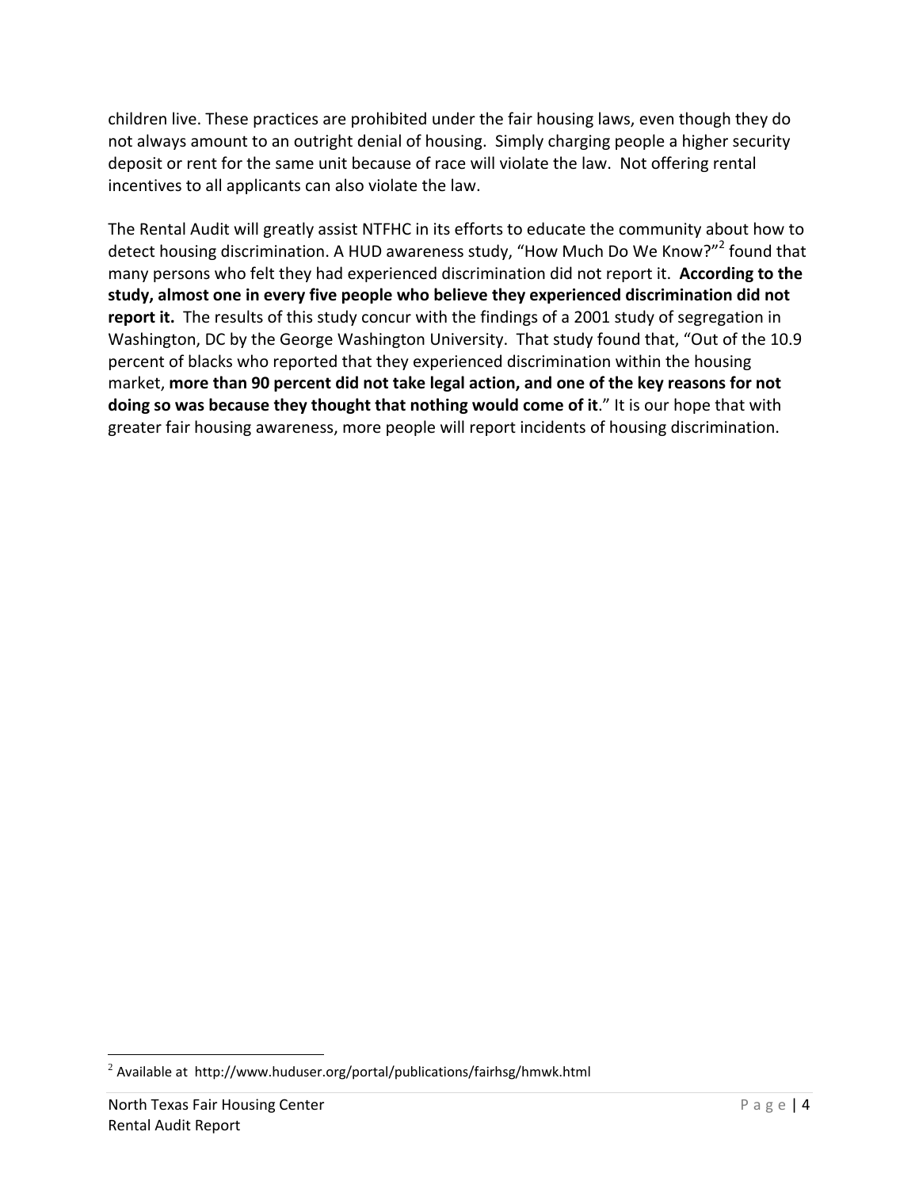children live. These practices are prohibited under the fair housing laws, even though they do not always amount to an outright denial of housing. Simply charging people a higher security deposit or rent for the same unit because of race will violate the law. Not offering rental incentives to all applicants can also violate the law.

The Rental Audit will greatly assist NTFHC in its efforts to educate the community about how to detect housing discrimination. A HUD awareness study, "How Much Do We Know?"[2] found that many persons who felt they had experienced discrimination did not report it. **According to the study, almost one in every five people who believe they experienced discrimination did not report it.** The results of this study concur with the findings of a 2001 study of segregation in Washington, DC by the George Washington University. That study found that, "Out of the 10.9 percent of blacks who reported that they experienced discrimination within the housing market, **more than 90 percent did not take legal action, and one of the key reasons for not doing so was because they thought that nothing would come of it**." It is our hope that with greater fair housing awareness, more people will report incidents of housing discrimination.

[2] Available at http://www.huduser.org/portal/publications/fairhsg/hmwk.html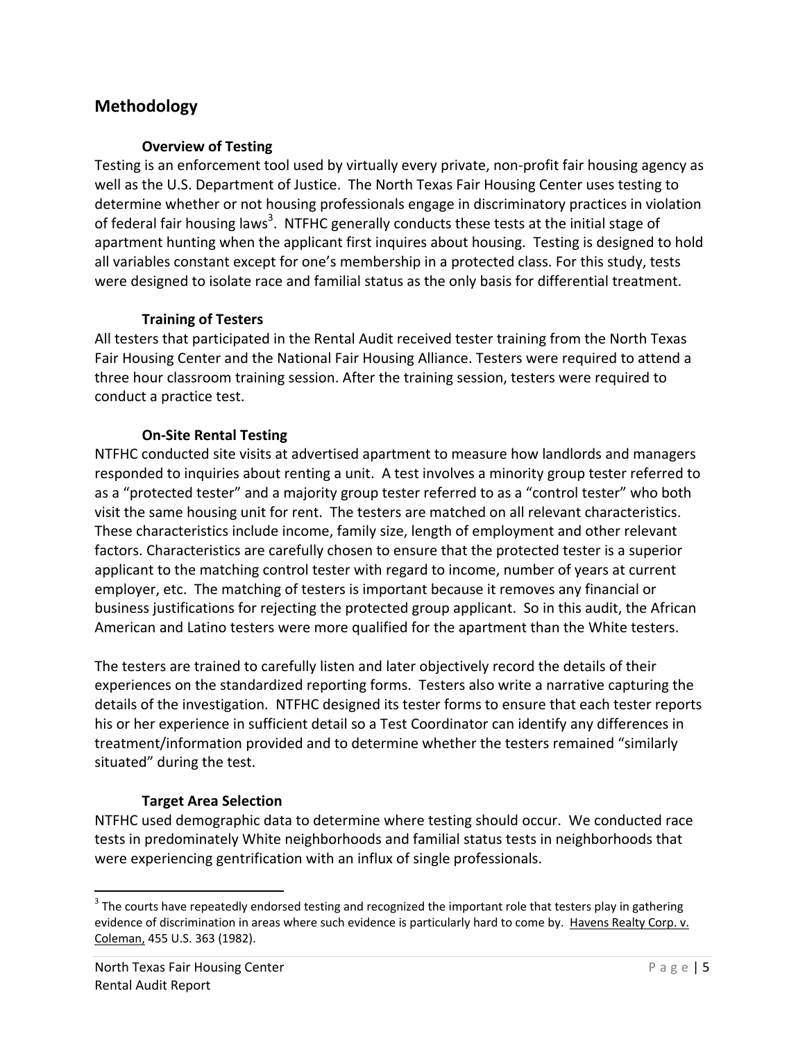## Methodology

### Overview of Testing

Testing is an enforcement tool used by virtually every private, non-profit fair housing agency as well as the U.S. Department of Justice. The North Texas Fair Housing Center uses testing to determine whether or not housing professionals engage in discriminatory practices in violation of federal fair housing laws[3]. NTFHC generally conducts these tests at the initial stage of apartment hunting when the applicant first inquires about housing. Testing is designed to hold all variables constant except for one's membership in a protected class. For this study, tests were designed to isolate race and familial status as the only basis for differential treatment.

### Training of Testers

All testers that participated in the Rental Audit received tester training from the North Texas Fair Housing Center and the National Fair Housing Alliance. Testers were required to attend a three hour classroom training session. After the training session, testers were required to conduct a practice test.

### On-Site Rental Testing

NTFHC conducted site visits at advertised apartment to measure how landlords and managers responded to inquiries about renting a unit. A test involves a minority group tester referred to as a "protected tester" and a majority group tester referred to as a "control tester" who both visit the same housing unit for rent. The testers are matched on all relevant characteristics. These characteristics include income, family size, length of employment and other relevant factors. Characteristics are carefully chosen to ensure that the protected tester is a superior applicant to the matching control tester with regard to income, number of years at current employer, etc. The matching of testers is important because it removes any financial or business justifications for rejecting the protected group applicant. So in this audit, the African American and Latino testers were more qualified for the apartment than the White testers.

The testers are trained to carefully listen and later objectively record the details of their experiences on the standardized reporting forms. Testers also write a narrative capturing the details of the investigation. NTFHC designed its tester forms to ensure that each tester reports his or her experience in sufficient detail so a Test Coordinator can identify any differences in treatment/information provided and to determine whether the testers remained "similarly situated" during the test.

### Target Area Selection

NTFHC used demographic data to determine where testing should occur. We conducted race tests in predominately White neighborhoods and familial status tests in neighborhoods that were experiencing gentrification with an influx of single professionals.

---

[3] The courts have repeatedly endorsed testing and recognized the important role that testers play in gathering evidence of discrimination in areas where such evidence is particularly hard to come by. Havens Realty Corp. v. Coleman, 455 U.S. 363 (1982).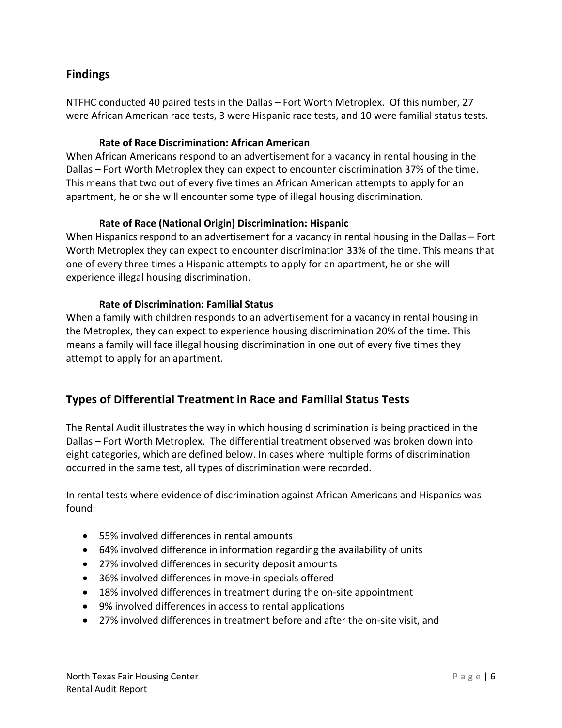## Findings

NTFHC conducted 40 paired tests in the Dallas – Fort Worth Metroplex. Of this number, 27 were African American race tests, 3 were Hispanic race tests, and 10 were familial status tests.

### Rate of Race Discrimination: African American

When African Americans respond to an advertisement for a vacancy in rental housing in the Dallas – Fort Worth Metroplex they can expect to encounter discrimination 37% of the time. This means that two out of every five times an African American attempts to apply for an apartment, he or she will encounter some type of illegal housing discrimination.

### Rate of Race (National Origin) Discrimination: Hispanic

When Hispanics respond to an advertisement for a vacancy in rental housing in the Dallas – Fort Worth Metroplex they can expect to encounter discrimination 33% of the time. This means that one of every three times a Hispanic attempts to apply for an apartment, he or she will experience illegal housing discrimination.

### Rate of Discrimination: Familial Status

When a family with children responds to an advertisement for a vacancy in rental housing in the Metroplex, they can expect to experience housing discrimination 20% of the time. This means a family will face illegal housing discrimination in one out of every five times they attempt to apply for an apartment.

## Types of Differential Treatment in Race and Familial Status Tests

The Rental Audit illustrates the way in which housing discrimination is being practiced in the Dallas – Fort Worth Metroplex. The differential treatment observed was broken down into eight categories, which are defined below. In cases where multiple forms of discrimination occurred in the same test, all types of discrimination were recorded.

In rental tests where evidence of discrimination against African Americans and Hispanics was found:

- 55% involved differences in rental amounts
- 64% involved difference in information regarding the availability of units
- 27% involved differences in security deposit amounts
- 36% involved differences in move-in specials offered
- 18% involved differences in treatment during the on-site appointment
- 9% involved differences in access to rental applications
- 27% involved differences in treatment before and after the on-site visit, and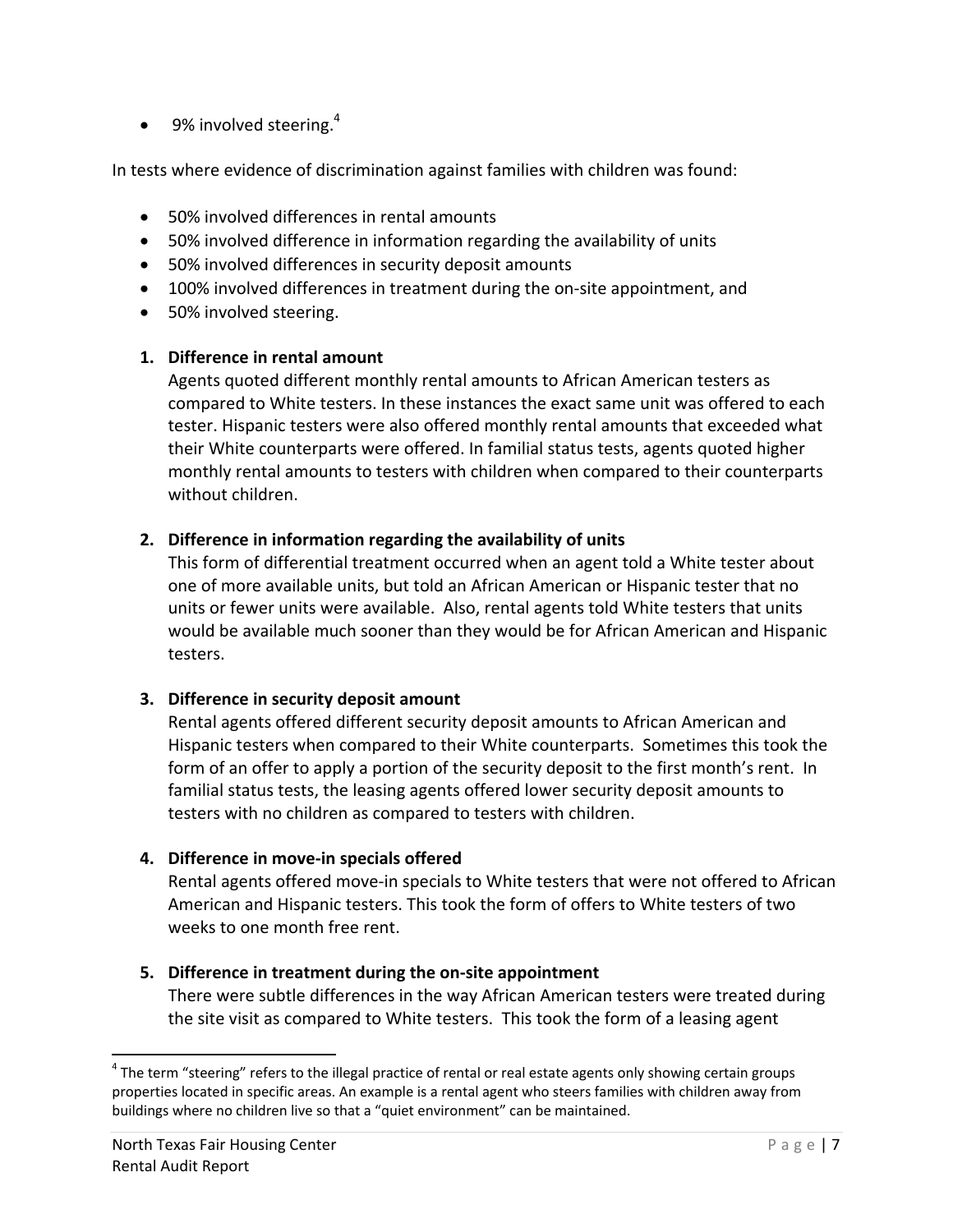- 9% involved steering.[4]

In tests where evidence of discrimination against families with children was found:

- 50% involved differences in rental amounts
- 50% involved difference in information regarding the availability of units
- 50% involved differences in security deposit amounts
- 100% involved differences in treatment during the on-site appointment, and
- 50% involved steering.

1. **Difference in rental amount**

   Agents quoted different monthly rental amounts to African American testers as compared to White testers. In these instances the exact same unit was offered to each tester. Hispanic testers were also offered monthly rental amounts that exceeded what their White counterparts were offered. In familial status tests, agents quoted higher monthly rental amounts to testers with children when compared to their counterparts without children.

2. **Difference in information regarding the availability of units**

   This form of differential treatment occurred when an agent told a White tester about one of more available units, but told an African American or Hispanic tester that no units or fewer units were available. Also, rental agents told White testers that units would be available much sooner than they would be for African American and Hispanic testers.

3. **Difference in security deposit amount**

   Rental agents offered different security deposit amounts to African American and Hispanic testers when compared to their White counterparts. Sometimes this took the form of an offer to apply a portion of the security deposit to the first month's rent. In familial status tests, the leasing agents offered lower security deposit amounts to testers with no children as compared to testers with children.

4. **Difference in move-in specials offered**

   Rental agents offered move-in specials to White testers that were not offered to African American and Hispanic testers. This took the form of offers to White testers of two weeks to one month free rent.

5. **Difference in treatment during the on-site appointment**

   There were subtle differences in the way African American testers were treated during the site visit as compared to White testers. This took the form of a leasing agent

---

[4] The term "steering" refers to the illegal practice of rental or real estate agents only showing certain groups properties located in specific areas. An example is a rental agent who steers families with children away from buildings where no children live so that a "quiet environment" can be maintained.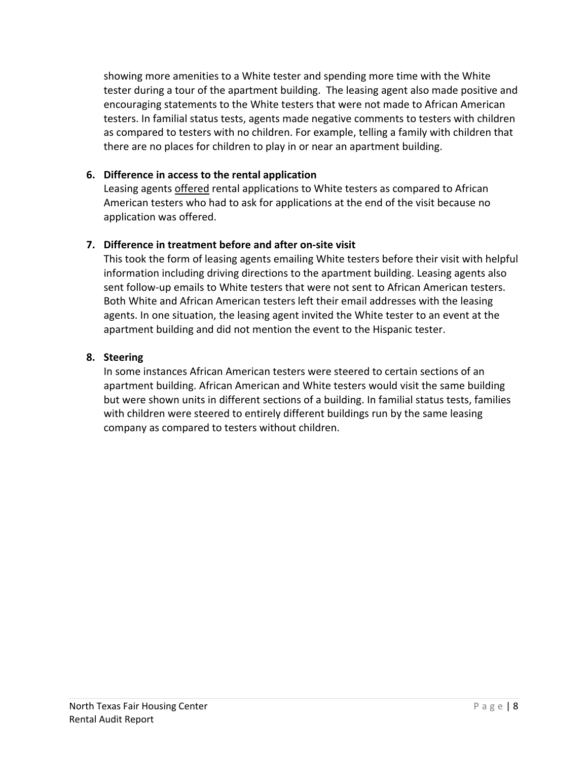showing more amenities to a White tester and spending more time with the White tester during a tour of the apartment building. The leasing agent also made positive and encouraging statements to the White testers that were not made to African American testers. In familial status tests, agents made negative comments to testers with children as compared to testers with no children. For example, telling a family with children that there are no places for children to play in or near an apartment building.

6. **Difference in access to the rental application**
   Leasing agents <u>offered</u> rental applications to White testers as compared to African American testers who had to ask for applications at the end of the visit because no application was offered.

7. **Difference in treatment before and after on-site visit**
   This took the form of leasing agents emailing White testers before their visit with helpful information including driving directions to the apartment building. Leasing agents also sent follow-up emails to White testers that were not sent to African American testers. Both White and African American testers left their email addresses with the leasing agents. In one situation, the leasing agent invited the White tester to an event at the apartment building and did not mention the event to the Hispanic tester.

8. **Steering**
   In some instances African American testers were steered to certain sections of an apartment building. African American and White testers would visit the same building but were shown units in different sections of a building. In familial status tests, families with children were steered to entirely different buildings run by the same leasing company as compared to testers without children.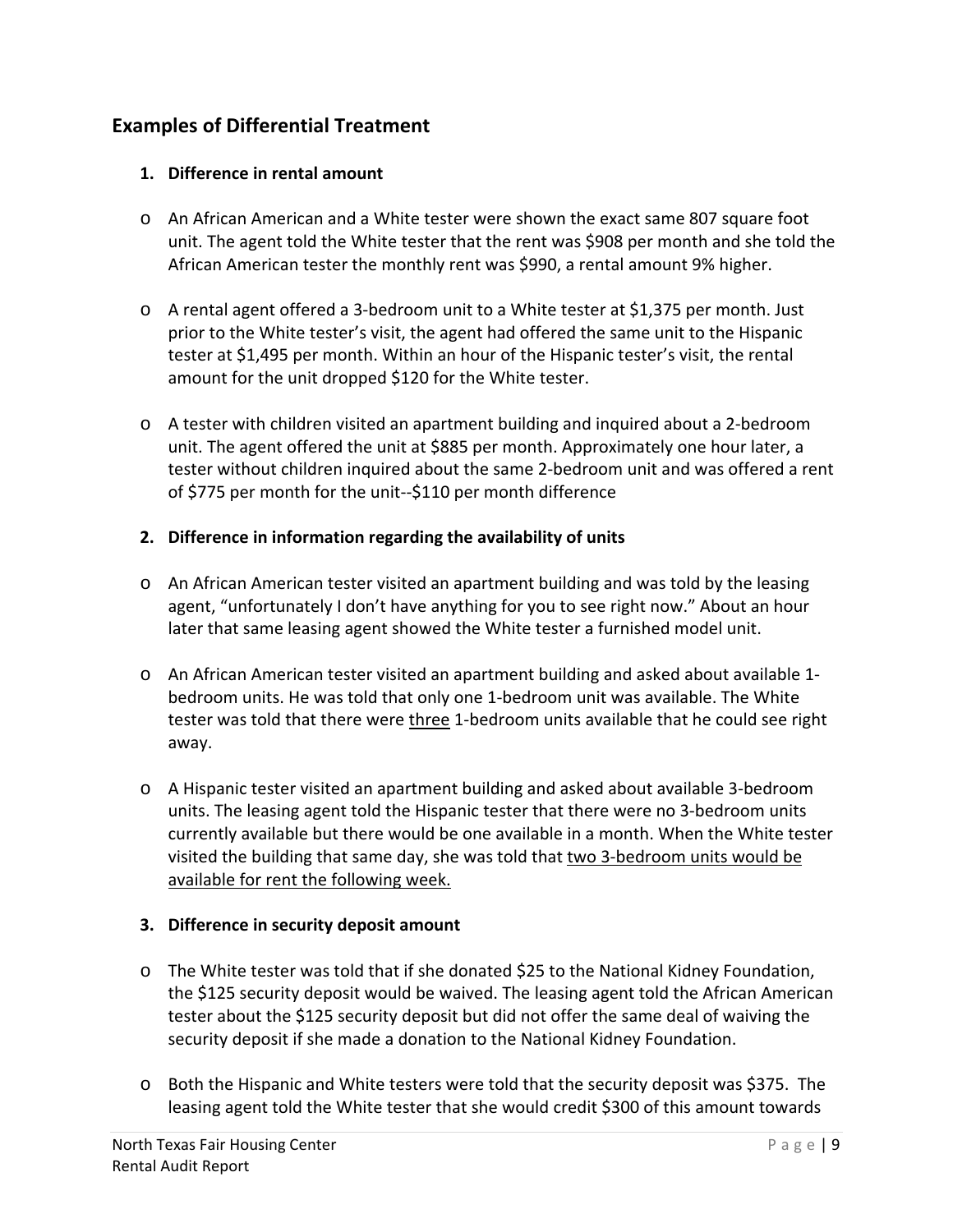## Examples of Differential Treatment

**1. Difference in rental amount**

- An African American and a White tester were shown the exact same 807 square foot unit. The agent told the White tester that the rent was $908 per month and she told the African American tester the monthly rent was $990, a rental amount 9% higher.
- A rental agent offered a 3-bedroom unit to a White tester at $1,375 per month. Just prior to the White tester's visit, the agent had offered the same unit to the Hispanic tester at $1,495 per month. Within an hour of the Hispanic tester's visit, the rental amount for the unit dropped $120 for the White tester.
- A tester with children visited an apartment building and inquired about a 2-bedroom unit. The agent offered the unit at $885 per month. Approximately one hour later, a tester without children inquired about the same 2-bedroom unit and was offered a rent of $775 per month for the unit--$110 per month difference

**2. Difference in information regarding the availability of units**

- An African American tester visited an apartment building and was told by the leasing agent, "unfortunately I don't have anything for you to see right now." About an hour later that same leasing agent showed the White tester a furnished model unit.
- An African American tester visited an apartment building and asked about available 1-bedroom units. He was told that only one 1-bedroom unit was available. The White tester was told that there were <u>three</u> 1-bedroom units available that he could see right away.
- A Hispanic tester visited an apartment building and asked about available 3-bedroom units. The leasing agent told the Hispanic tester that there were no 3-bedroom units currently available but there would be one available in a month. When the White tester visited the building that same day, she was told that <u>two 3-bedroom units would be available for rent the following week.</u>

**3. Difference in security deposit amount**

- The White tester was told that if she donated $25 to the National Kidney Foundation, the $125 security deposit would be waived. The leasing agent told the African American tester about the $125 security deposit but did not offer the same deal of waiving the security deposit if she made a donation to the National Kidney Foundation.
- Both the Hispanic and White testers were told that the security deposit was $375. The leasing agent told the White tester that she would credit $300 of this amount towards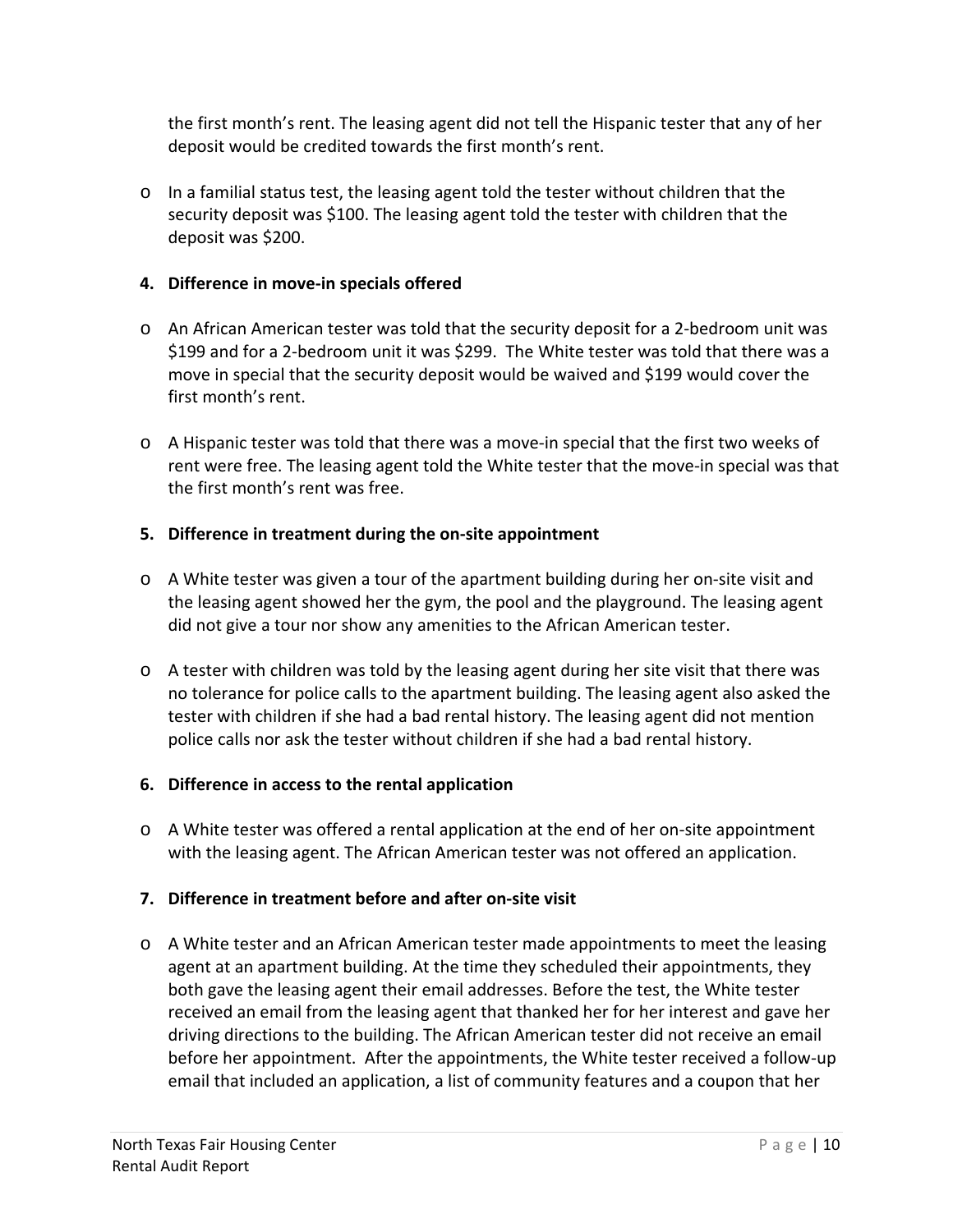the first month's rent. The leasing agent did not tell the Hispanic tester that any of her deposit would be credited towards the first month's rent.

- In a familial status test, the leasing agent told the tester without children that the security deposit was $100. The leasing agent told the tester with children that the deposit was $200.

**4. Difference in move-in specials offered**

- An African American tester was told that the security deposit for a 2-bedroom unit was $199 and for a 2-bedroom unit it was $299. The White tester was told that there was a move in special that the security deposit would be waived and $199 would cover the first month's rent.

- A Hispanic tester was told that there was a move-in special that the first two weeks of rent were free. The leasing agent told the White tester that the move-in special was that the first month's rent was free.

**5. Difference in treatment during the on-site appointment**

- A White tester was given a tour of the apartment building during her on-site visit and the leasing agent showed her the gym, the pool and the playground. The leasing agent did not give a tour nor show any amenities to the African American tester.

- A tester with children was told by the leasing agent during her site visit that there was no tolerance for police calls to the apartment building. The leasing agent also asked the tester with children if she had a bad rental history. The leasing agent did not mention police calls nor ask the tester without children if she had a bad rental history.

**6. Difference in access to the rental application**

- A White tester was offered a rental application at the end of her on-site appointment with the leasing agent. The African American tester was not offered an application.

**7. Difference in treatment before and after on-site visit**

- A White tester and an African American tester made appointments to meet the leasing agent at an apartment building. At the time they scheduled their appointments, they both gave the leasing agent their email addresses. Before the test, the White tester received an email from the leasing agent that thanked her for her interest and gave her driving directions to the building. The African American tester did not receive an email before her appointment. After the appointments, the White tester received a follow-up email that included an application, a list of community features and a coupon that her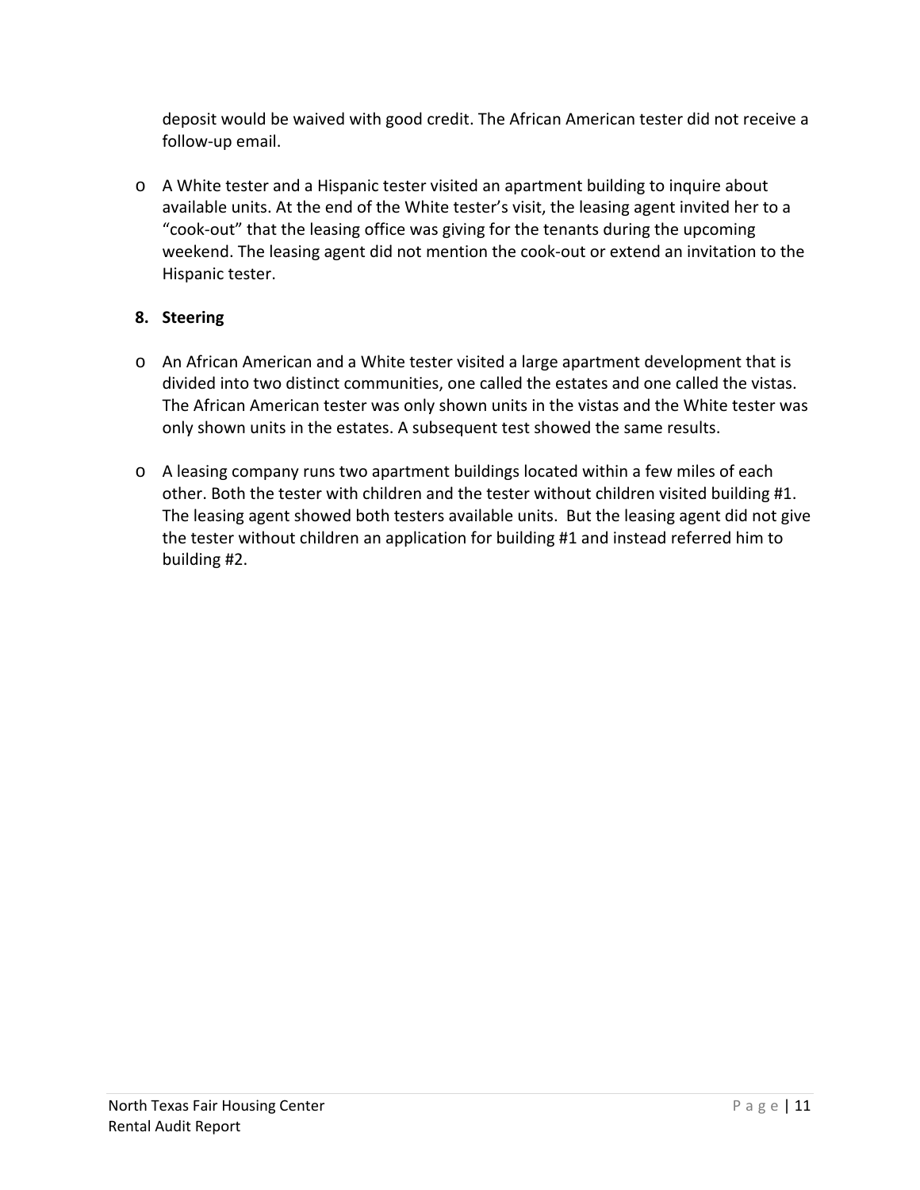deposit would be waived with good credit. The African American tester did not receive a follow-up email.

- A White tester and a Hispanic tester visited an apartment building to inquire about available units. At the end of the White tester's visit, the leasing agent invited her to a "cook-out" that the leasing office was giving for the tenants during the upcoming weekend. The leasing agent did not mention the cook-out or extend an invitation to the Hispanic tester.

**8. Steering**

- An African American and a White tester visited a large apartment development that is divided into two distinct communities, one called the estates and one called the vistas. The African American tester was only shown units in the vistas and the White tester was only shown units in the estates. A subsequent test showed the same results.

- A leasing company runs two apartment buildings located within a few miles of each other. Both the tester with children and the tester without children visited building #1. The leasing agent showed both testers available units. But the leasing agent did not give the tester without children an application for building #1 and instead referred him to building #2.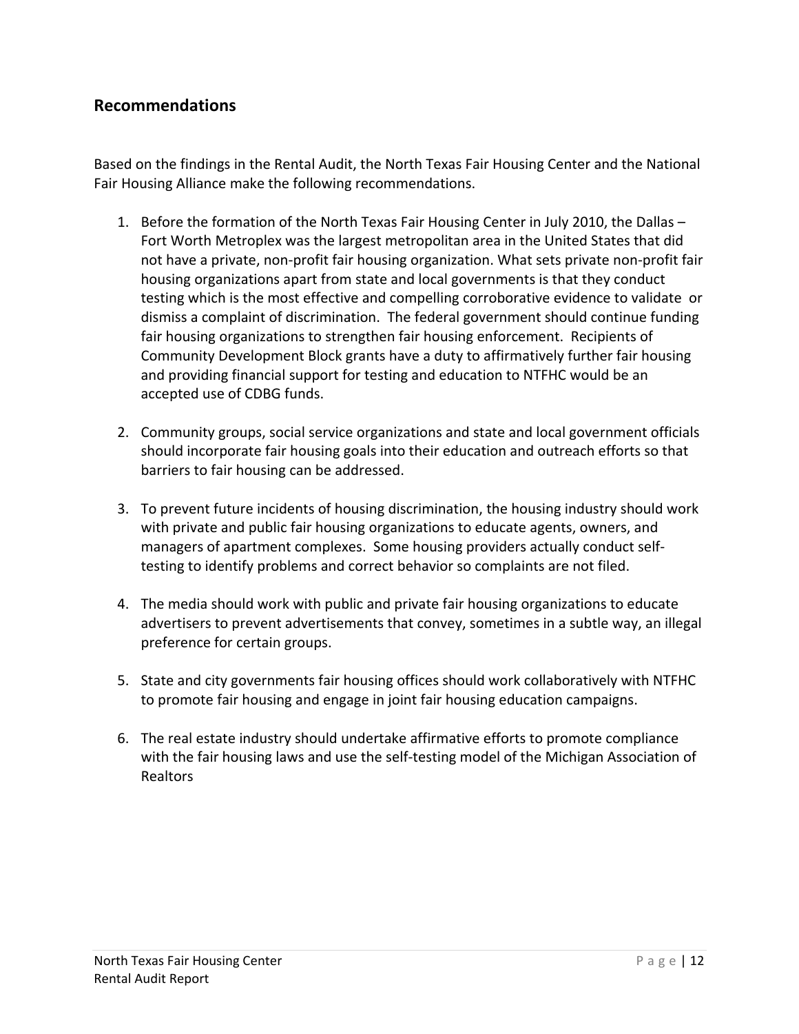## Recommendations

Based on the findings in the Rental Audit, the North Texas Fair Housing Center and the National Fair Housing Alliance make the following recommendations.

1. Before the formation of the North Texas Fair Housing Center in July 2010, the Dallas – Fort Worth Metroplex was the largest metropolitan area in the United States that did not have a private, non-profit fair housing organization. What sets private non-profit fair housing organizations apart from state and local governments is that they conduct testing which is the most effective and compelling corroborative evidence to validate or dismiss a complaint of discrimination. The federal government should continue funding fair housing organizations to strengthen fair housing enforcement. Recipients of Community Development Block grants have a duty to affirmatively further fair housing and providing financial support for testing and education to NTFHC would be an accepted use of CDBG funds.

2. Community groups, social service organizations and state and local government officials should incorporate fair housing goals into their education and outreach efforts so that barriers to fair housing can be addressed.

3. To prevent future incidents of housing discrimination, the housing industry should work with private and public fair housing organizations to educate agents, owners, and managers of apartment complexes. Some housing providers actually conduct self-testing to identify problems and correct behavior so complaints are not filed.

4. The media should work with public and private fair housing organizations to educate advertisers to prevent advertisements that convey, sometimes in a subtle way, an illegal preference for certain groups.

5. State and city governments fair housing offices should work collaboratively with NTFHC to promote fair housing and engage in joint fair housing education campaigns.

6. The real estate industry should undertake affirmative efforts to promote compliance with the fair housing laws and use the self-testing model of the Michigan Association of Realtors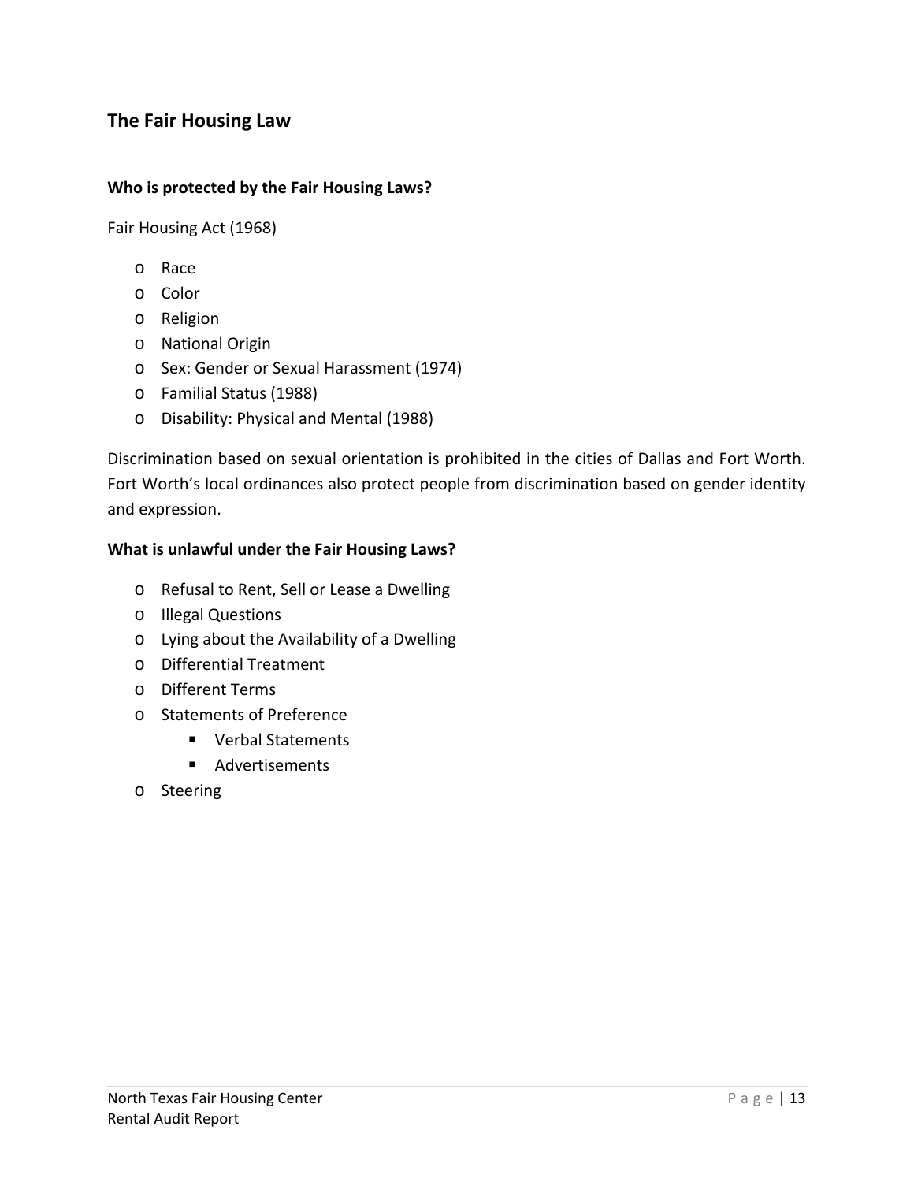## The Fair Housing Law

**Who is protected by the Fair Housing Laws?**

Fair Housing Act (1968)

- Race
- Color
- Religion
- National Origin
- Sex: Gender or Sexual Harassment (1974)
- Familial Status (1988)
- Disability: Physical and Mental (1988)

Discrimination based on sexual orientation is prohibited in the cities of Dallas and Fort Worth. Fort Worth's local ordinances also protect people from discrimination based on gender identity and expression.

**What is unlawful under the Fair Housing Laws?**

- Refusal to Rent, Sell or Lease a Dwelling
- Illegal Questions
- Lying about the Availability of a Dwelling
- Differential Treatment
- Different Terms
- Statements of Preference
  - Verbal Statements
  - Advertisements
- Steering